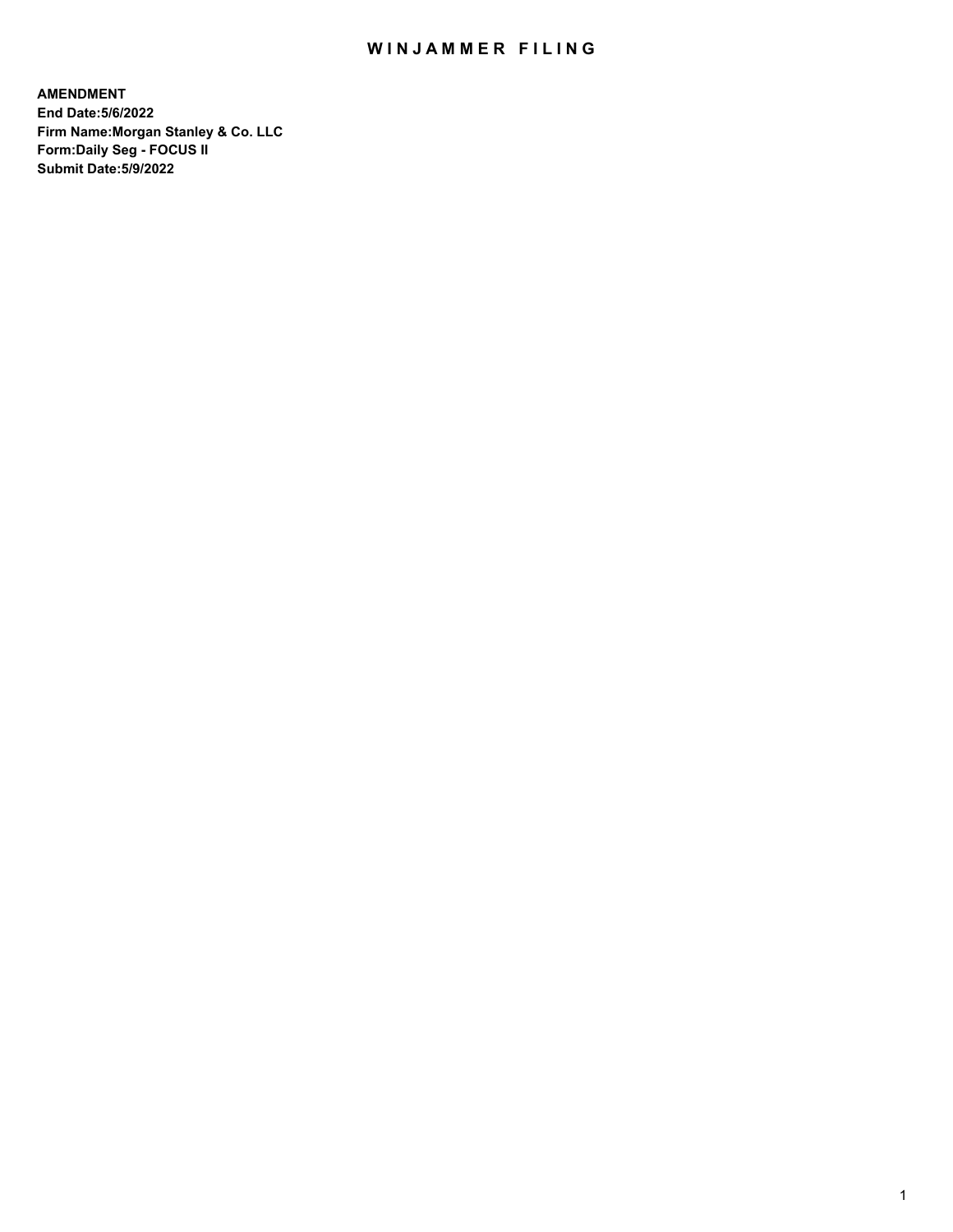# WINJAMMER FILING

**AMENDMENT**
**End Date:5/6/2022**
**Firm Name:Morgan Stanley & Co. LLC**
**Form:Daily Seg - FOCUS II**
**Submit Date:5/9/2022**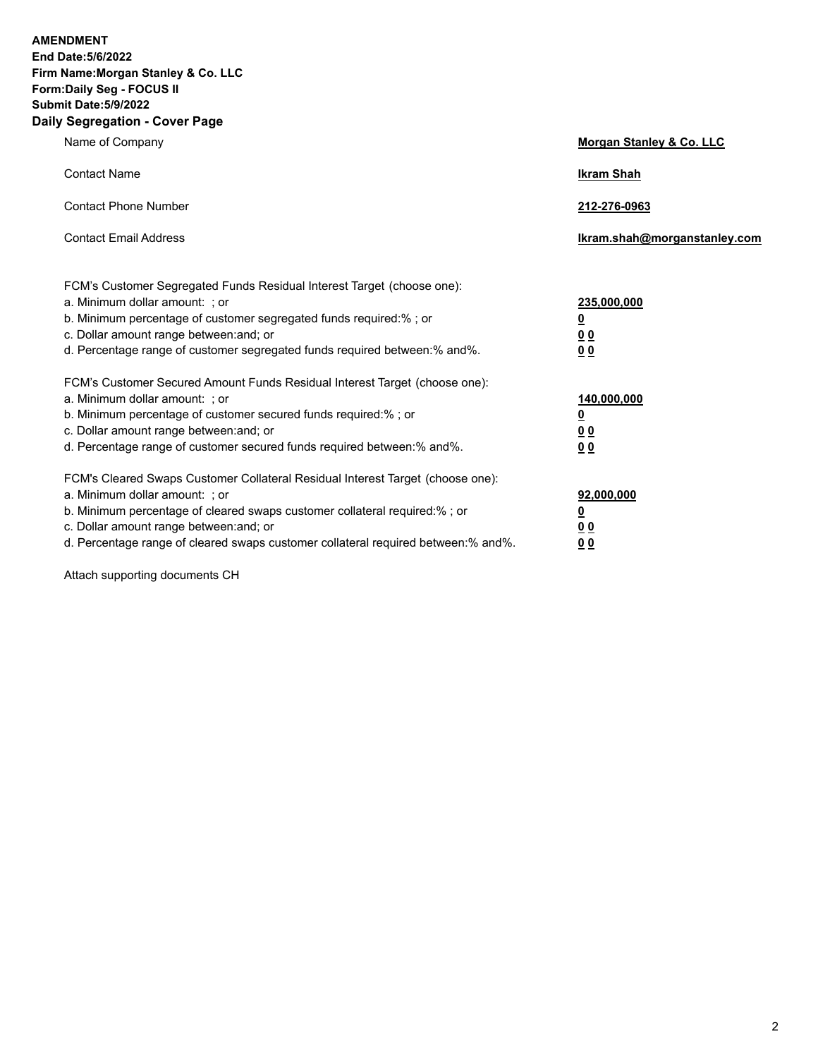**AMENDMENT**
**End Date:5/6/2022**
**Firm Name:Morgan Stanley & Co. LLC**
**Form:Daily Seg - FOCUS II**
**Submit Date:5/9/2022**

## Daily Segregation - Cover Page

| | |
|---|---|
| Name of Company | **Morgan Stanley & Co. LLC** |
| Contact Name | **Ikram Shah** |
| Contact Phone Number | **212-276-0963** |
| Contact Email Address | **Ikram.shah@morganstanley.com** |

| | |
|---|---|
| FCM's Customer Segregated Funds Residual Interest Target (choose one): | |
| a. Minimum dollar amount: ; or | **235,000,000** |
| b. Minimum percentage of customer segregated funds required:% ; or | **0** |
| c. Dollar amount range between:and; or | **0 0** |
| d. Percentage range of customer segregated funds required between:% and%. | **0 0** |
| FCM's Customer Secured Amount Funds Residual Interest Target (choose one): | |
| a. Minimum dollar amount: ; or | **140,000,000** |
| b. Minimum percentage of customer secured funds required:% ; or | **0** |
| c. Dollar amount range between:and; or | **0 0** |
| d. Percentage range of customer secured funds required between:% and%. | **0 0** |
| FCM's Cleared Swaps Customer Collateral Residual Interest Target (choose one): | |
| a. Minimum dollar amount: ; or | **92,000,000** |
| b. Minimum percentage of cleared swaps customer collateral required:% ; or | **0** |
| c. Dollar amount range between:and; or | **0 0** |
| d. Percentage range of cleared swaps customer collateral required between:% and%. | **0 0** |

Attach supporting documents CH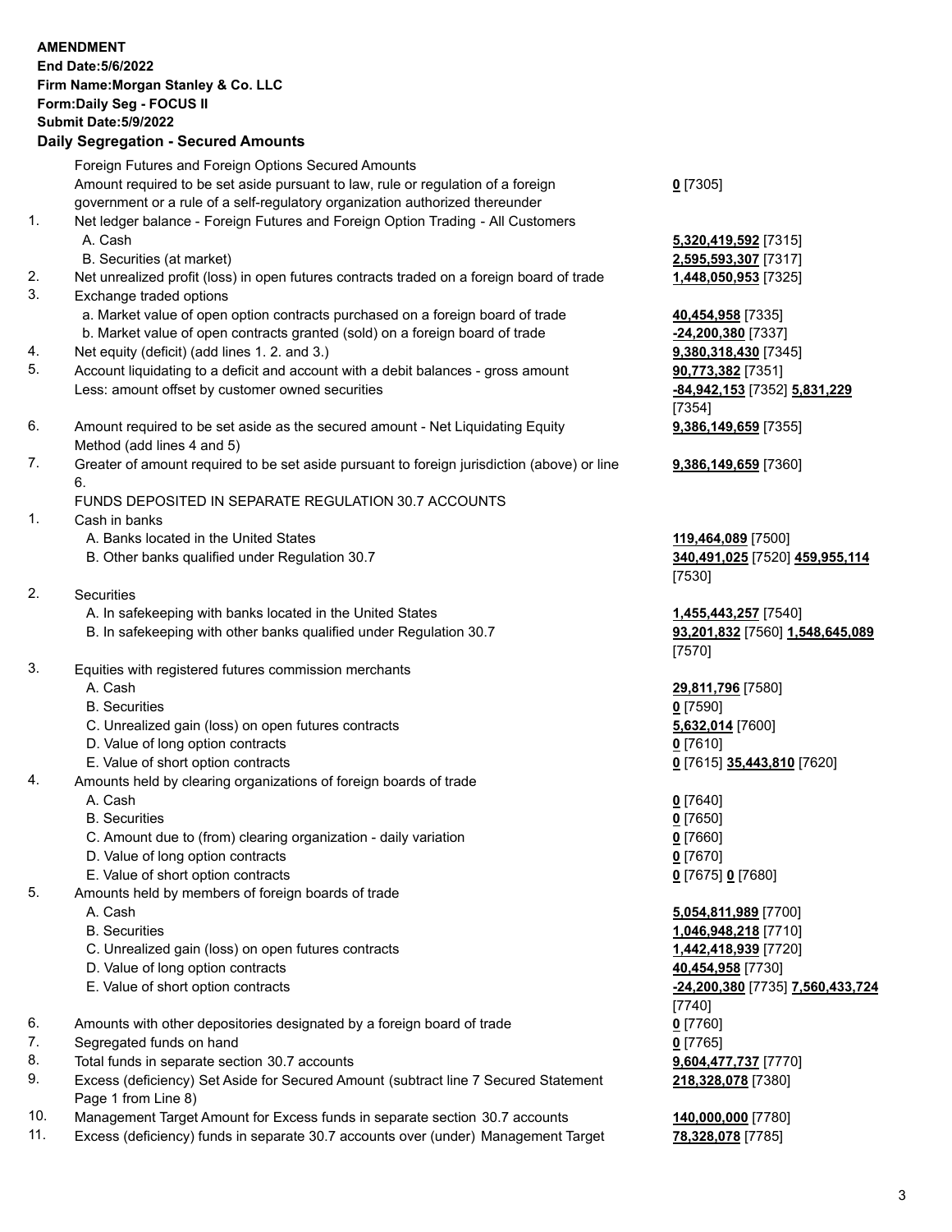**AMENDMENT**
**End Date:5/6/2022**
**Firm Name:Morgan Stanley & Co. LLC**
**Form:Daily Seg - FOCUS II**
**Submit Date:5/9/2022**

## Daily Segregation - Secured Amounts

| | | |
|---|---|---|
| | Foreign Futures and Foreign Options Secured Amounts | |
| | Amount required to be set aside pursuant to law, rule or regulation of a foreign government or a rule of a self-regulatory organization authorized thereunder | **0** [7305] |
| 1. | Net ledger balance - Foreign Futures and Foreign Option Trading - All Customers | |
| | A. Cash | **5,320,419,592** [7315] |
| | B. Securities (at market) | **2,595,593,307** [7317] |
| 2. | Net unrealized profit (loss) in open futures contracts traded on a foreign board of trade | **1,448,050,953** [7325] |
| 3. | Exchange traded options | |
| | a. Market value of open option contracts purchased on a foreign board of trade | **40,454,958** [7335] |
| | b. Market value of open contracts granted (sold) on a foreign board of trade | **-24,200,380** [7337] |
| 4. | Net equity (deficit) (add lines 1. 2. and 3.) | **9,380,318,430** [7345] |
| 5. | Account liquidating to a deficit and account with a debit balances - gross amount | **90,773,382** [7351] |
| | Less: amount offset by customer owned securities | **-84,942,153** [7352] **5,831,229** [7354] |
| 6. | Amount required to be set aside as the secured amount - Net Liquidating Equity Method (add lines 4 and 5) | **9,386,149,659** [7355] |
| 7. | Greater of amount required to be set aside pursuant to foreign jurisdiction (above) or line 6. | **9,386,149,659** [7360] |
| | FUNDS DEPOSITED IN SEPARATE REGULATION 30.7 ACCOUNTS | |
| 1. | Cash in banks | |
| | A. Banks located in the United States | **119,464,089** [7500] |
| | B. Other banks qualified under Regulation 30.7 | **340,491,025** [7520] **459,955,114** [7530] |
| 2. | Securities | |
| | A. In safekeeping with banks located in the United States | **1,455,443,257** [7540] |
| | B. In safekeeping with other banks qualified under Regulation 30.7 | **93,201,832** [7560] **1,548,645,089** [7570] |
| 3. | Equities with registered futures commission merchants | |
| | A. Cash | **29,811,796** [7580] |
| | B. Securities | **0** [7590] |
| | C. Unrealized gain (loss) on open futures contracts | **5,632,014** [7600] |
| | D. Value of long option contracts | **0** [7610] |
| | E. Value of short option contracts | **0** [7615] **35,443,810** [7620] |
| 4. | Amounts held by clearing organizations of foreign boards of trade | |
| | A. Cash | **0** [7640] |
| | B. Securities | **0** [7650] |
| | C. Amount due to (from) clearing organization - daily variation | **0** [7660] |
| | D. Value of long option contracts | **0** [7670] |
| | E. Value of short option contracts | **0** [7675] **0** [7680] |
| 5. | Amounts held by members of foreign boards of trade | |
| | A. Cash | **5,054,811,989** [7700] |
| | B. Securities | **1,046,948,218** [7710] |
| | C. Unrealized gain (loss) on open futures contracts | **1,442,418,939** [7720] |
| | D. Value of long option contracts | **40,454,958** [7730] |
| | E. Value of short option contracts | **-24,200,380** [7735] **7,560,433,724** [7740] |
| 6. | Amounts with other depositories designated by a foreign board of trade | **0** [7760] |
| 7. | Segregated funds on hand | **0** [7765] |
| 8. | Total funds in separate section 30.7 accounts | **9,604,477,737** [7770] |
| 9. | Excess (deficiency) Set Aside for Secured Amount (subtract line 7 Secured Statement Page 1 from Line 8) | **218,328,078** [7380] |
| 10. | Management Target Amount for Excess funds in separate section 30.7 accounts | **140,000,000** [7780] |
| 11. | Excess (deficiency) funds in separate 30.7 accounts over (under) Management Target | **78,328,078** [7785] |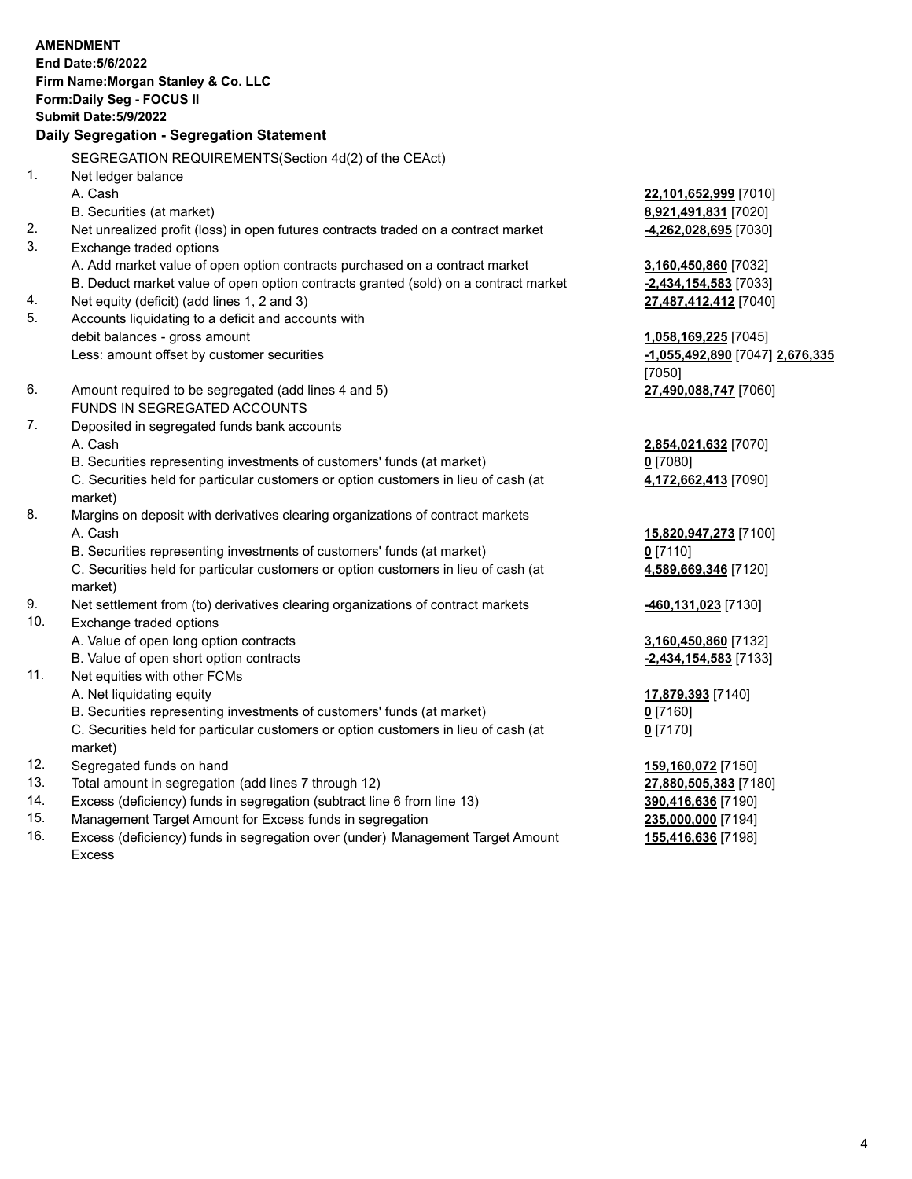**AMENDMENT**
**End Date:5/6/2022**
**Firm Name:Morgan Stanley & Co. LLC**
**Form:Daily Seg - FOCUS II**
**Submit Date:5/9/2022**

## Daily Segregation - Segregation Statement

SEGREGATION REQUIREMENTS(Section 4d(2) of the CEAct)

| | | |
|---|---|---|
| 1. | Net ledger balance | |
| | A. Cash | **22,101,652,999** [7010] |
| | B. Securities (at market) | **8,921,491,831** [7020] |
| 2. | Net unrealized profit (loss) in open futures contracts traded on a contract market | **-4,262,028,695** [7030] |
| 3. | Exchange traded options | |
| | A. Add market value of open option contracts purchased on a contract market | **3,160,450,860** [7032] |
| | B. Deduct market value of open option contracts granted (sold) on a contract market | **-2,434,154,583** [7033] |
| 4. | Net equity (deficit) (add lines 1, 2 and 3) | **27,487,412,412** [7040] |
| 5. | Accounts liquidating to a deficit and accounts with debit balances - gross amount | **1,058,169,225** [7045] |
| | Less: amount offset by customer securities | **-1,055,492,890** [7047] **2,676,335** [7050] |
| 6. | Amount required to be segregated (add lines 4 and 5) | **27,490,088,747** [7060] |
| | FUNDS IN SEGREGATED ACCOUNTS | |
| 7. | Deposited in segregated funds bank accounts | |
| | A. Cash | **2,854,021,632** [7070] |
| | B. Securities representing investments of customers' funds (at market) | **0** [7080] |
| | C. Securities held for particular customers or option customers in lieu of cash (at market) | **4,172,662,413** [7090] |
| 8. | Margins on deposit with derivatives clearing organizations of contract markets | |
| | A. Cash | **15,820,947,273** [7100] |
| | B. Securities representing investments of customers' funds (at market) | **0** [7110] |
| | C. Securities held for particular customers or option customers in lieu of cash (at market) | **4,589,669,346** [7120] |
| 9. | Net settlement from (to) derivatives clearing organizations of contract markets | **-460,131,023** [7130] |
| 10. | Exchange traded options | |
| | A. Value of open long option contracts | **3,160,450,860** [7132] |
| | B. Value of open short option contracts | **-2,434,154,583** [7133] |
| 11. | Net equities with other FCMs | |
| | A. Net liquidating equity | **17,879,393** [7140] |
| | B. Securities representing investments of customers' funds (at market) | **0** [7160] |
| | C. Securities held for particular customers or option customers in lieu of cash (at market) | **0** [7170] |
| 12. | Segregated funds on hand | **159,160,072** [7150] |
| 13. | Total amount in segregation (add lines 7 through 12) | **27,880,505,383** [7180] |
| 14. | Excess (deficiency) funds in segregation (subtract line 6 from line 13) | **390,416,636** [7190] |
| 15. | Management Target Amount for Excess funds in segregation | **235,000,000** [7194] |
| 16. | Excess (deficiency) funds in segregation over (under) Management Target Amount Excess | **155,416,636** [7198] |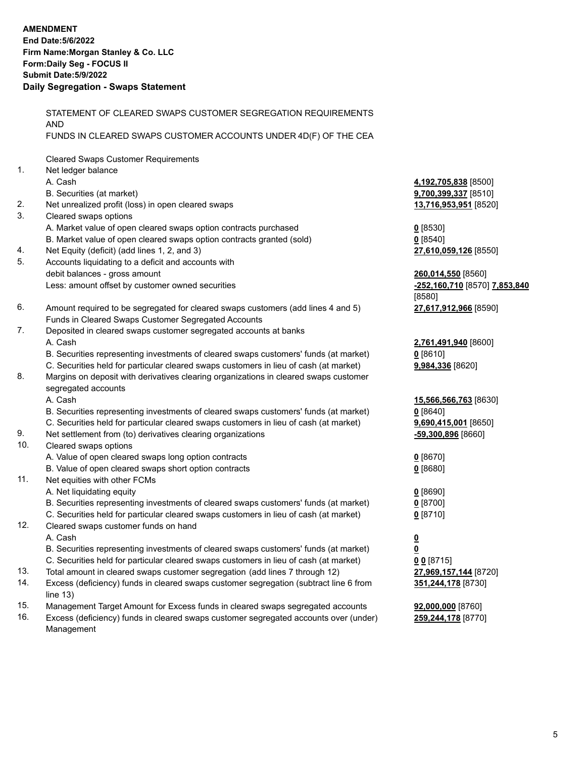**AMENDMENT**
**End Date:5/6/2022**
**Firm Name:Morgan Stanley & Co. LLC**
**Form:Daily Seg - FOCUS II**
**Submit Date:5/9/2022**
**Daily Segregation - Swaps Statement**

STATEMENT OF CLEARED SWAPS CUSTOMER SEGREGATION REQUIREMENTS AND
FUNDS IN CLEARED SWAPS CUSTOMER ACCOUNTS UNDER 4D(F) OF THE CEA

| | | |
|---|---|---|
| | Cleared Swaps Customer Requirements | |
| 1. | Net ledger balance | |
| | A. Cash | **4,192,705,838** [8500] |
| | B. Securities (at market) | **9,700,399,337** [8510] |
| 2. | Net unrealized profit (loss) in open cleared swaps | **13,716,953,951** [8520] |
| 3. | Cleared swaps options | |
| | A. Market value of open cleared swaps option contracts purchased | **0** [8530] |
| | B. Market value of open cleared swaps option contracts granted (sold) | **0** [8540] |
| 4. | Net Equity (deficit) (add lines 1, 2, and 3) | **27,610,059,126** [8550] |
| 5. | Accounts liquidating to a deficit and accounts with debit balances - gross amount | **260,014,550** [8560] |
| | Less: amount offset by customer owned securities | **-252,160,710** [8570] **7,853,840** [8580] |
| 6. | Amount required to be segregated for cleared swaps customers (add lines 4 and 5) | **27,617,912,966** [8590] |
| | Funds in Cleared Swaps Customer Segregated Accounts | |
| 7. | Deposited in cleared swaps customer segregated accounts at banks | |
| | A. Cash | **2,761,491,940** [8600] |
| | B. Securities representing investments of cleared swaps customers' funds (at market) | **0** [8610] |
| | C. Securities held for particular cleared swaps customers in lieu of cash (at market) | **9,984,336** [8620] |
| 8. | Margins on deposit with derivatives clearing organizations in cleared swaps customer segregated accounts | |
| | A. Cash | **15,566,566,763** [8630] |
| | B. Securities representing investments of cleared swaps customers' funds (at market) | **0** [8640] |
| | C. Securities held for particular cleared swaps customers in lieu of cash (at market) | **9,690,415,001** [8650] |
| 9. | Net settlement from (to) derivatives clearing organizations | **-59,300,896** [8660] |
| 10. | Cleared swaps options | |
| | A. Value of open cleared swaps long option contracts | **0** [8670] |
| | B. Value of open cleared swaps short option contracts | **0** [8680] |
| 11. | Net equities with other FCMs | |
| | A. Net liquidating equity | **0** [8690] |
| | B. Securities representing investments of cleared swaps customers' funds (at market) | **0** [8700] |
| | C. Securities held for particular cleared swaps customers in lieu of cash (at market) | **0** [8710] |
| 12. | Cleared swaps customer funds on hand | |
| | A. Cash | **0** |
| | B. Securities representing investments of cleared swaps customers' funds (at market) | **0** |
| | C. Securities held for particular cleared swaps customers in lieu of cash (at market) | **0** **0** [8715] |
| 13. | Total amount in cleared swaps customer segregation (add lines 7 through 12) | **27,969,157,144** [8720] |
| 14. | Excess (deficiency) funds in cleared swaps customer segregation (subtract line 6 from line 13) | **351,244,178** [8730] |
| 15. | Management Target Amount for Excess funds in cleared swaps segregated accounts | **92,000,000** [8760] |
| 16. | Excess (deficiency) funds in cleared swaps customer segregated accounts over (under) Management | **259,244,178** [8770] |